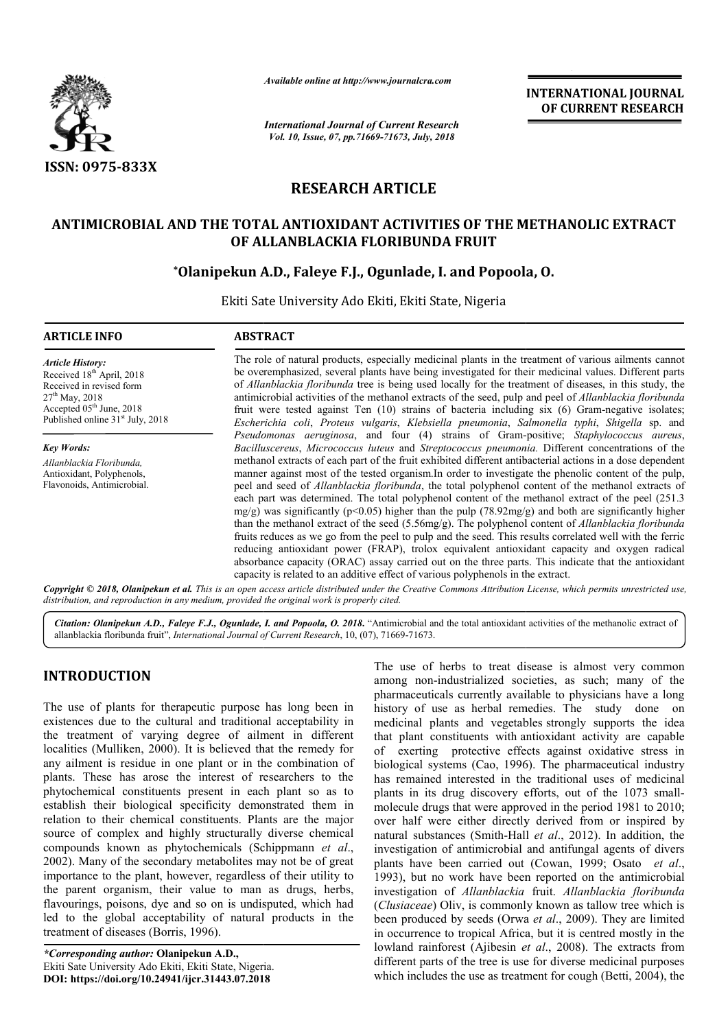*Available online at http://www.journalcra.com*

*International Journal of Current Research*
*Vol. 10, Issue, 07, pp.71669-71673, July, 2018*

**INTERNATIONAL JOURNAL OF CURRENT RESEARCH**

**ISSN: 0975-833X**

# RESEARCH ARTICLE

# ANTIMICROBIAL AND THE TOTAL ANTIOXIDANT ACTIVITIES OF THE METHANOLIC EXTRACT OF ALLANBLACKIA FLORIBUNDA FRUIT

**\*Olanipekun A.D., Faleye F.J., Ogunlade, I. and Popoola, O.**

Ekiti Sate University Ado Ekiti, Ekiti State, Nigeria

**ARTICLE INFO**

*Article History:*
Received 18th April, 2018
Received in revised form
27th May, 2018
Accepted 05th June, 2018
Published online 31st July, 2018

*Key Words:*
*Allanblackia Floribunda,*
Antioxidant, Polyphenols,
Flavonoids, Antimicrobial.

**ABSTRACT**

The role of natural products, especially medicinal plants in the treatment of various ailments cannot be overemphasized, several plants have being investigated for their medicinal values. Different parts of *Allanblackia floribunda* tree is being used locally for the treatment of diseases, in this study, the antimicrobial activities of the methanol extracts of the seed, pulp and peel of *Allanblackia floribunda* fruit were tested against Ten (10) strains of bacteria including six (6) Gram-negative isolates; *Escherichia coli*, *Proteus vulgaris*, *Klebsiella pneumonia*, *Salmonella typhi*, *Shigella* sp. and *Pseudomonas aeruginosa*, and four (4) strains of Gram-positive; *Staphylococcus aureus*, *Bacilluscereus*, *Micrococcus luteus* and *Streptococcus pneumonia.* Different concentrations of the methanol extracts of each part of the fruit exhibited different antibacterial actions in a dose dependent manner against most of the tested organism.In order to investigate the phenolic content of the pulp, peel and seed of *Allanblackia floribunda*, the total polyphenol content of the methanol extracts of each part was determined. The total polyphenol content of the methanol extract of the peel (251.3 mg/g) was significantly ($p<0.05$) higher than the pulp (78.92mg/g) and both are significantly higher than the methanol extract of the seed (5.56mg/g). The polyphenol content of *Allanblackia floribunda* fruits reduces as we go from the peel to pulp and the seed. This results correlated well with the ferric reducing antioxidant power (FRAP), trolox equivalent antioxidant capacity and oxygen radical absorbance capacity (ORAC) assay carried out on the three parts. This indicate that the antioxidant capacity is related to an additive effect of various polyphenols in the extract.

***Copyright © 2018, Olanipekun et al.*** *This is an open access article distributed under the Creative Commons Attribution License, which permits unrestricted use, distribution, and reproduction in any medium, provided the original work is properly cited.*

***Citation: Olanipekun A.D., Faleye F.J., Ogunlade, I. and Popoola, O. 2018.*** "Antimicrobial and the total antioxidant activities of the methanolic extract of allanblackia floribunda fruit", *International Journal of Current Research*, 10, (07), 71669-71673.

## INTRODUCTION

The use of plants for therapeutic purpose has long been in existences due to the cultural and traditional acceptability in the treatment of varying degree of ailment in different localities (Mulliken, 2000). It is believed that the remedy for any ailment is residue in one plant or in the combination of plants. These has arose the interest of researchers to the phytochemical constituents present in each plant so as to establish their biological specificity demonstrated them in relation to their chemical constituents. Plants are the major source of complex and highly structurally diverse chemical compounds known as phytochemicals (Schippmann *et al*., 2002). Many of the secondary metabolites may not be of great importance to the plant, however, regardless of their utility to the parent organism, their value to man as drugs, herbs, flavourings, poisons, dye and so on is undisputed, which had led to the global acceptability of natural products in the treatment of diseases (Borris, 1996).

The use of herbs to treat disease is almost very common among non-industrialized societies, as such; many of the pharmaceuticals currently available to physicians have a long history of use as herbal remedies. The study done on medicinal plants and vegetables strongly supports the idea that plant constituents with antioxidant activity are capable of exerting protective effects against oxidative stress in biological systems (Cao, 1996). The pharmaceutical industry has remained interested in the traditional uses of medicinal plants in its drug discovery efforts, out of the 1073 small-molecule drugs that were approved in the period 1981 to 2010; over half were either directly derived from or inspired by natural substances (Smith-Hall *et al*., 2012). In addition, the investigation of antimicrobial and antifungal agents of divers plants have been carried out (Cowan, 1999; Osato *et al*., 1993), but no work have been reported on the antimicrobial investigation of *Allanblackia* fruit. *Allanblackia floribunda* (*Clusiaceae*) Oliv, is commonly known as tallow tree which is been produced by seeds (Orwa *et al*., 2009). They are limited in occurrence to tropical Africa, but it is centred mostly in the lowland rainforest (Ajibesin *et al*., 2008). The extracts from different parts of the tree is use for diverse medicinal purposes which includes the use as treatment for cough (Betti, 2004), the

*\*Corresponding author:* **Olanipekun A.D.,**
Ekiti Sate University Ado Ekiti, Ekiti State, Nigeria.
**DOI: https://doi.org/10.24941/ijcr.31443.07.2018**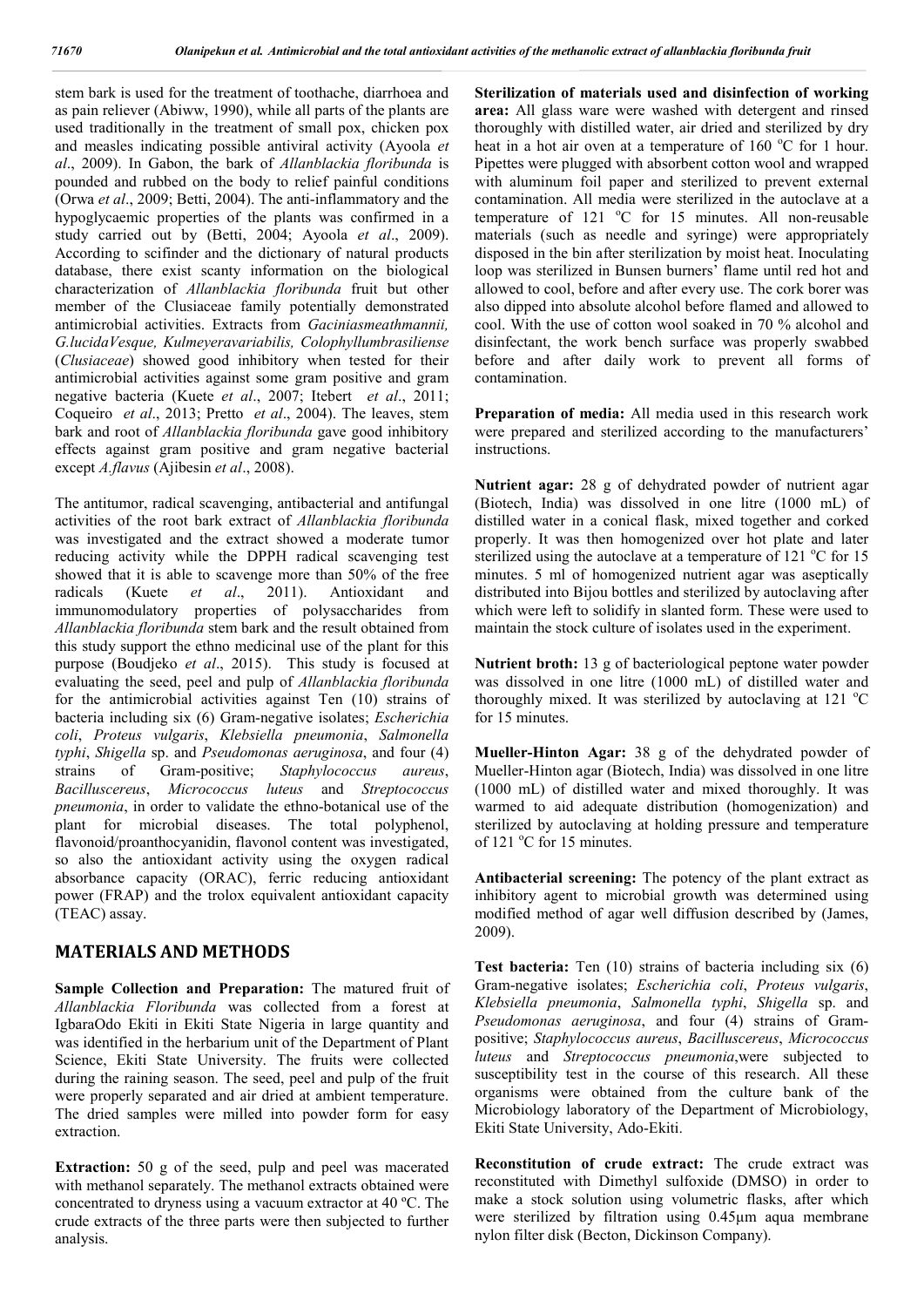stem bark is used for the treatment of toothache, diarrhoea and as pain reliever (Abiww, 1990), while all parts of the plants are used traditionally in the treatment of small pox, chicken pox and measles indicating possible antiviral activity (Ayoola *et al*., 2009). In Gabon, the bark of *Allanblackia floribunda* is pounded and rubbed on the body to relief painful conditions (Orwa *et al*., 2009; Betti, 2004). The anti-inflammatory and the hypoglycaemic properties of the plants was confirmed in a study carried out by (Betti, 2004; Ayoola *et al*., 2009). According to scifinder and the dictionary of natural products database, there exist scanty information on the biological characterization of *Allanblackia floribunda* fruit but other member of the Clusiaceae family potentially demonstrated antimicrobial activities. Extracts from *Gaciniasmeathmannii, G.lucidaVesque, Kulmeyeravariabilis, Colophyllumbrasiliense* (*Clusiaceae*) showed good inhibitory when tested for their antimicrobial activities against some gram positive and gram negative bacteria (Kuete *et al*., 2007; Itebert *et al*., 2011; Coqueiro *et al*., 2013; Pretto *et al*., 2004). The leaves, stem bark and root of *Allanblackia floribunda* gave good inhibitory effects against gram positive and gram negative bacterial except *A.flavus* (Ajibesin *et al*., 2008).

The antitumor, radical scavenging, antibacterial and antifungal activities of the root bark extract of *Allanblackia floribunda* was investigated and the extract showed a moderate tumor reducing activity while the DPPH radical scavenging test showed that it is able to scavenge more than 50% of the free radicals (Kuete *et al*., 2011). Antioxidant and immunomodulatory properties of polysaccharides from *Allanblackia floribunda* stem bark and the result obtained from this study support the ethno medicinal use of the plant for this purpose (Boudjeko *et al*., 2015). This study is focused at evaluating the seed, peel and pulp of *Allanblackia floribunda* for the antimicrobial activities against Ten (10) strains of bacteria including six (6) Gram-negative isolates; *Escherichia coli*, *Proteus vulgaris*, *Klebsiella pneumonia*, *Salmonella typhi*, *Shigella* sp. and *Pseudomonas aeruginosa*, and four (4) strains of Gram-positive; *Staphylococcus aureus*, *Bacilluscereus*, *Micrococcus luteus* and *Streptococcus pneumonia*, in order to validate the ethno-botanical use of the plant for microbial diseases. The total polyphenol, flavonoid/proanthocyanidin, flavonol content was investigated, so also the antioxidant activity using the oxygen radical absorbance capacity (ORAC), ferric reducing antioxidant power (FRAP) and the trolox equivalent antioxidant capacity (TEAC) assay.

## MATERIALS AND METHODS

**Sample Collection and Preparation:** The matured fruit of *Allanblackia Floribunda* was collected from a forest at IgbaraOdo Ekiti in Ekiti State Nigeria in large quantity and was identified in the herbarium unit of the Department of Plant Science, Ekiti State University. The fruits were collected during the raining season. The seed, peel and pulp of the fruit were properly separated and air dried at ambient temperature. The dried samples were milled into powder form for easy extraction.

**Extraction:** 50 g of the seed, pulp and peel was macerated with methanol separately. The methanol extracts obtained were concentrated to dryness using a vacuum extractor at 40 ºC. The crude extracts of the three parts were then subjected to further analysis.

**Sterilization of materials used and disinfection of working area:** All glass ware were washed with detergent and rinsed thoroughly with distilled water, air dried and sterilized by dry heat in a hot air oven at a temperature of 160 $^{o}$C for 1 hour. Pipettes were plugged with absorbent cotton wool and wrapped with aluminum foil paper and sterilized to prevent external contamination. All media were sterilized in the autoclave at a temperature of 121 $^{o}$C for 15 minutes. All non-reusable materials (such as needle and syringe) were appropriately disposed in the bin after sterilization by moist heat. Inoculating loop was sterilized in Bunsen burners' flame until red hot and allowed to cool, before and after every use. The cork borer was also dipped into absolute alcohol before flamed and allowed to cool. With the use of cotton wool soaked in 70 % alcohol and disinfectant, the work bench surface was properly swabbed before and after daily work to prevent all forms of contamination.

**Preparation of media:** All media used in this research work were prepared and sterilized according to the manufacturers' instructions.

**Nutrient agar:** 28 g of dehydrated powder of nutrient agar (Biotech, India) was dissolved in one litre (1000 mL) of distilled water in a conical flask, mixed together and corked properly. It was then homogenized over hot plate and later sterilized using the autoclave at a temperature of 121 $^{o}$C for 15 minutes. 5 ml of homogenized nutrient agar was aseptically distributed into Bijou bottles and sterilized by autoclaving after which were left to solidify in slanted form. These were used to maintain the stock culture of isolates used in the experiment.

**Nutrient broth:** 13 g of bacteriological peptone water powder was dissolved in one litre (1000 mL) of distilled water and thoroughly mixed. It was sterilized by autoclaving at 121 $^{o}$C for 15 minutes.

**Mueller-Hinton Agar:** 38 g of the dehydrated powder of Mueller-Hinton agar (Biotech, India) was dissolved in one litre (1000 mL) of distilled water and mixed thoroughly. It was warmed to aid adequate distribution (homogenization) and sterilized by autoclaving at holding pressure and temperature of 121 $^{o}$C for 15 minutes.

**Antibacterial screening:** The potency of the plant extract as inhibitory agent to microbial growth was determined using modified method of agar well diffusion described by (James, 2009).

**Test bacteria:** Ten (10) strains of bacteria including six (6) Gram-negative isolates; *Escherichia coli*, *Proteus vulgaris*, *Klebsiella pneumonia*, *Salmonella typhi*, *Shigella* sp. and *Pseudomonas aeruginosa*, and four (4) strains of Gram-positive; *Staphylococcus aureus*, *Bacilluscereus*, *Micrococcus luteus* and *Streptococcus pneumonia*,were subjected to susceptibility test in the course of this research. All these organisms were obtained from the culture bank of the Microbiology laboratory of the Department of Microbiology, Ekiti State University, Ado-Ekiti.

**Reconstitution of crude extract:** The crude extract was reconstituted with Dimethyl sulfoxide (DMSO) in order to make a stock solution using volumetric flasks, after which were sterilized by filtration using 0.45µm aqua membrane nylon filter disk (Becton, Dickinson Company).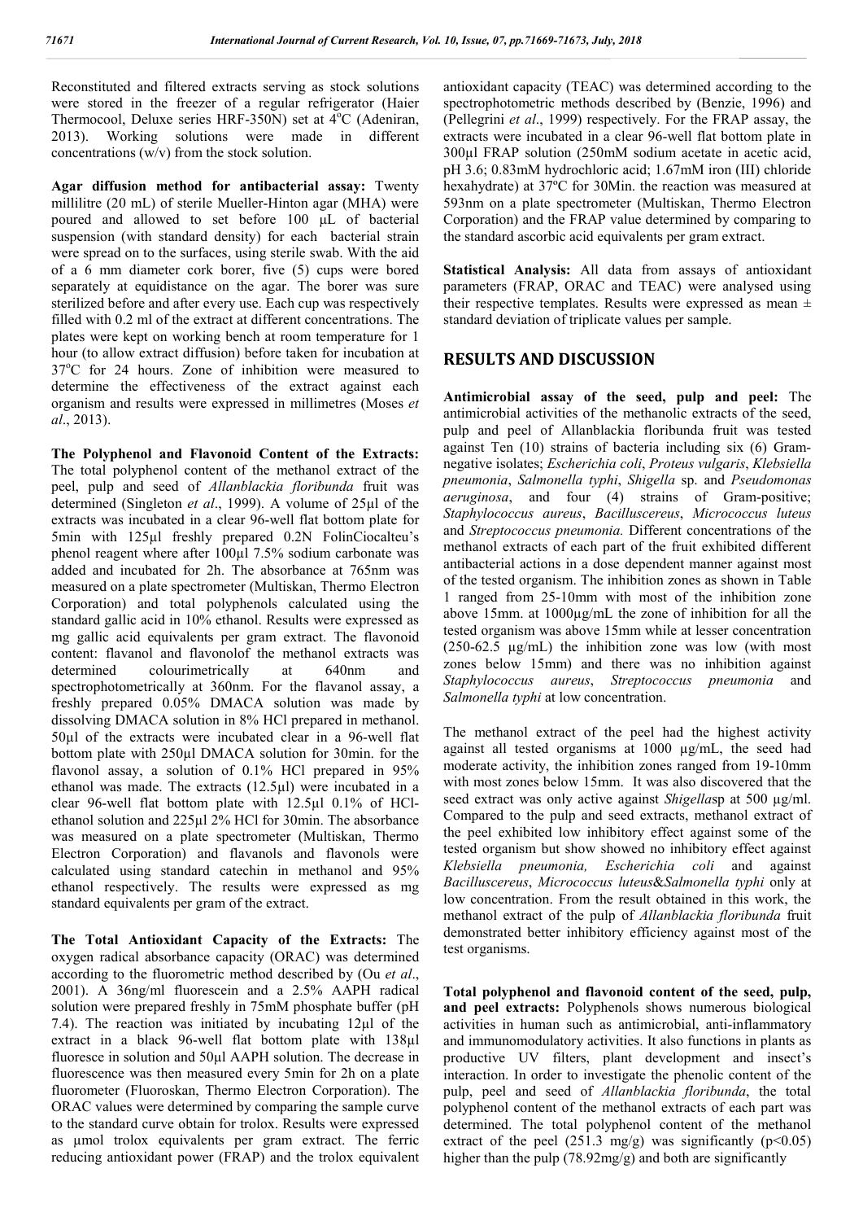Reconstituted and filtered extracts serving as stock solutions were stored in the freezer of a regular refrigerator (Haier Thermocool, Deluxe series HRF-350N) set at 4$^{o}$C (Adeniran, 2013). Working solutions were made in different concentrations (w/v) from the stock solution.

**Agar diffusion method for antibacterial assay:** Twenty millilitre (20 mL) of sterile Mueller-Hinton agar (MHA) were poured and allowed to set before 100 µL of bacterial suspension (with standard density) for each bacterial strain were spread on to the surfaces, using sterile swab. With the aid of a 6 mm diameter cork borer, five (5) cups were bored separately at equidistance on the agar. The borer was sure sterilized before and after every use. Each cup was respectively filled with 0.2 ml of the extract at different concentrations. The plates were kept on working bench at room temperature for 1 hour (to allow extract diffusion) before taken for incubation at 37$^{o}$C for 24 hours. Zone of inhibition were measured to determine the effectiveness of the extract against each organism and results were expressed in millimetres (Moses *et al*., 2013).

**The Polyphenol and Flavonoid Content of the Extracts:** The total polyphenol content of the methanol extract of the peel, pulp and seed of *Allanblackia floribunda* fruit was determined (Singleton *et al*., 1999). A volume of 25µl of the extracts was incubated in a clear 96-well flat bottom plate for 5min with 125µl freshly prepared 0.2N FolinCiocalteu's phenol reagent where after 100µl 7.5% sodium carbonate was added and incubated for 2h. The absorbance at 765nm was measured on a plate spectrometer (Multiskan, Thermo Electron Corporation) and total polyphenols calculated using the standard gallic acid in 10% ethanol. Results were expressed as mg gallic acid equivalents per gram extract. The flavonoid content: flavanol and flavonolof the methanol extracts was determined colourimetrically at 640nm and spectrophotometrically at 360nm. For the flavanol assay, a freshly prepared 0.05% DMACA solution was made by dissolving DMACA solution in 8% HCl prepared in methanol. 50µl of the extracts were incubated clear in a 96-well flat bottom plate with 250µl DMACA solution for 30min. for the flavonol assay, a solution of 0.1% HCl prepared in 95% ethanol was made. The extracts (12.5µl) were incubated in a clear 96-well flat bottom plate with 12.5µl 0.1% of HCl-ethanol solution and 225µl 2% HCl for 30min. The absorbance was measured on a plate spectrometer (Multiskan, Thermo Electron Corporation) and flavanols and flavonols were calculated using standard catechin in methanol and 95% ethanol respectively. The results were expressed as mg standard equivalents per gram of the extract.

**The Total Antioxidant Capacity of the Extracts:** The oxygen radical absorbance capacity (ORAC) was determined according to the fluorometric method described by (Ou *et al*., 2001). A 36ng/ml fluorescein and a 2.5% AAPH radical solution were prepared freshly in 75mM phosphate buffer (pH 7.4). The reaction was initiated by incubating 12µl of the extract in a black 96-well flat bottom plate with 138µl fluoresce in solution and 50µl AAPH solution. The decrease in fluorescence was then measured every 5min for 2h on a plate fluorometer (Fluoroskan, Thermo Electron Corporation). The ORAC values were determined by comparing the sample curve to the standard curve obtain for trolox. Results were expressed as µmol trolox equivalents per gram extract. The ferric reducing antioxidant power (FRAP) and the trolox equivalent antioxidant capacity (TEAC) was determined according to the spectrophotometric methods described by (Benzie, 1996) and (Pellegrini *et al*., 1999) respectively. For the FRAP assay, the extracts were incubated in a clear 96-well flat bottom plate in 300µl FRAP solution (250mM sodium acetate in acetic acid, pH 3.6; 0.83mM hydrochloric acid; 1.67mM iron (III) chloride hexahydrate) at 37ºC for 30Min. the reaction was measured at 593nm on a plate spectrometer (Multiskan, Thermo Electron Corporation) and the FRAP value determined by comparing to the standard ascorbic acid equivalents per gram extract.

**Statistical Analysis:** All data from assays of antioxidant parameters (FRAP, ORAC and TEAC) were analysed using their respective templates. Results were expressed as mean ± standard deviation of triplicate values per sample.

## RESULTS AND DISCUSSION

**Antimicrobial assay of the seed, pulp and peel:** The antimicrobial activities of the methanolic extracts of the seed, pulp and peel of Allanblackia floribunda fruit was tested against Ten (10) strains of bacteria including six (6) Gram-negative isolates; *Escherichia coli*, *Proteus vulgaris*, *Klebsiella pneumonia*, *Salmonella typhi*, *Shigella* sp. and *Pseudomonas aeruginosa*, and four (4) strains of Gram-positive; *Staphylococcus aureus*, *Bacilluscereus*, *Micrococcus luteus* and *Streptococcus pneumonia.* Different concentrations of the methanol extracts of each part of the fruit exhibited different antibacterial actions in a dose dependent manner against most of the tested organism. The inhibition zones as shown in Table 1 ranged from 25-10mm with most of the inhibition zone above 15mm. at 1000µg/mL the zone of inhibition for all the tested organism was above 15mm while at lesser concentration (250-62.5 µg/mL) the inhibition zone was low (with most zones below 15mm) and there was no inhibition against *Staphylococcus aureus*, *Streptococcus pneumonia* and *Salmonella typhi* at low concentration.

The methanol extract of the peel had the highest activity against all tested organisms at 1000 µg/mL, the seed had moderate activity, the inhibition zones ranged from 19-10mm with most zones below 15mm. It was also discovered that the seed extract was only active against *Shigella*sp at 500 µg/ml. Compared to the pulp and seed extracts, methanol extract of the peel exhibited low inhibitory effect against some of the tested organism but show showed no inhibitory effect against *Klebsiella pneumonia, Escherichia coli* and against *Bacilluscereus*, *Micrococcus luteus*&*Salmonella typhi* only at low concentration. From the result obtained in this work, the methanol extract of the pulp of *Allanblackia floribunda* fruit demonstrated better inhibitory efficiency against most of the test organisms.

**Total polyphenol and flavonoid content of the seed, pulp, and peel extracts:** Polyphenols shows numerous biological activities in human such as antimicrobial, anti-inflammatory and immunomodulatory activities. It also functions in plants as productive UV filters, plant development and insect's interaction. In order to investigate the phenolic content of the pulp, peel and seed of *Allanblackia floribunda*, the total polyphenol content of the methanol extracts of each part was determined. The total polyphenol content of the methanol extract of the peel (251.3 mg/g) was significantly ($p<0.05$) higher than the pulp (78.92mg/g) and both are significantly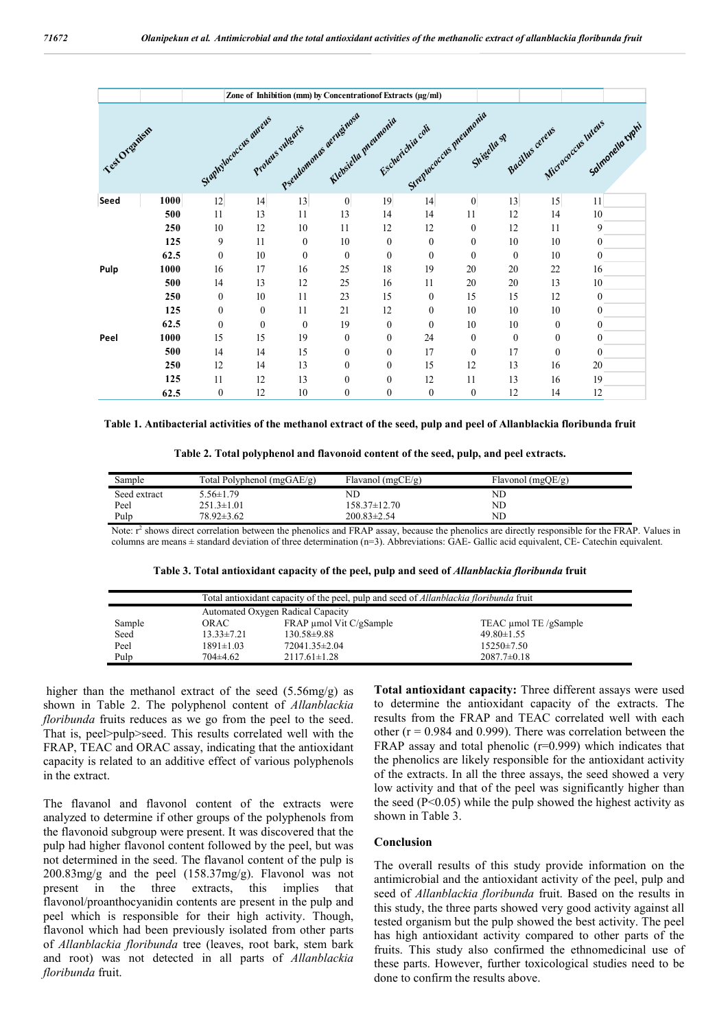| Test Organism | | Zone of Inhibition (mm) by Concentrationof Extracts (µg/ml) | | | | | | | | | |
|---|---|---|---|---|---|---|---|---|---|---|---|
| | | Staphylococcus aureus | Proteus vulgaris | Pseudomonas aeruginosa | Klebsiella pneumonia | Escherichia coli | Streptococcus pneumonia | Shigella sp | Bacillus cereus | Micrococcus luteus | Salmonella typhi |
| **Seed** | 1000 | 12 | 14 | 13 | 0 | 19 | 14 | 0 | 13 | 15 | 11 |
| | 500 | 11 | 13 | 11 | 13 | 14 | 14 | 11 | 12 | 14 | 10 |
| | 250 | 10 | 12 | 10 | 11 | 12 | 12 | 0 | 12 | 11 | 9 |
| | 125 | 9 | 11 | 0 | 10 | 0 | 0 | 0 | 10 | 10 | 0 |
| | 62.5 | 0 | 10 | 0 | 0 | 0 | 0 | 0 | 0 | 10 | 0 |
| **Pulp** | 1000 | 16 | 17 | 16 | 25 | 18 | 19 | 20 | 20 | 22 | 16 |
| | 500 | 14 | 13 | 12 | 25 | 16 | 11 | 20 | 20 | 13 | 10 |
| | 250 | 0 | 10 | 11 | 23 | 15 | 0 | 15 | 15 | 12 | 0 |
| | 125 | 0 | 0 | 11 | 21 | 12 | 0 | 10 | 10 | 10 | 0 |
| | 62.5 | 0 | 0 | 0 | 19 | 0 | 0 | 10 | 10 | 0 | 0 |
| **Peel** | 1000 | 15 | 15 | 19 | 0 | 0 | 24 | 0 | 0 | 0 | 0 |
| | 500 | 14 | 14 | 15 | 0 | 0 | 17 | 0 | 17 | 0 | 0 |
| | 250 | 12 | 14 | 13 | 0 | 0 | 15 | 12 | 13 | 16 | 20 |
| | 125 | 11 | 12 | 13 | 0 | 0 | 12 | 11 | 13 | 16 | 19 |
| | 62.5 | 0 | 12 | 10 | 0 | 0 | 0 | 0 | 12 | 14 | 12 |

**Table 1. Antibacterial activities of the methanol extract of the seed, pulp and peel of Allanblackia floribunda fruit**

**Table 2. Total polyphenol and flavonoid content of the seed, pulp, and peel extracts.**

| Sample | Total Polyphenol (mgGAE/g) | Flavanol (mgCE/g) | Flavonol (mgQE/g) |
|---|---|---|---|
| Seed extract | 5.56±1.79 | ND | ND |
| Peel | 251.3±1.01 | 158.37±12.70 | ND |
| Pulp | 78.92±3.62 | 200.83±2.54 | ND |

Note: $r^2$ shows direct correlation between the phenolics and FRAP assay, because the phenolics are directly responsible for the FRAP. Values in columns are means ± standard deviation of three determination (n=3). Abbreviations: GAE- Gallic acid equivalent, CE- Catechin equivalent.

**Table 3. Total antioxidant capacity of the peel, pulp and seed of *Allanblackia floribunda* fruit**

| | Total antioxidant capacity of the peel, pulp and seed of *Allanblackia floribunda* fruit | | |
|---|---|---|---|
| | Automated Oxygen Radical Capacity | | |
| Sample | ORAC | FRAP µmol Vit C/gSample | TEAC µmol TE /gSample |
| Seed | 13.33±7.21 | 130.58±9.88 | 49.80±1.55 |
| Peel | 1891±1.03 | 72041.35±2.04 | 15250±7.50 |
| Pulp | 704±4.62 | 2117.61±1.28 | 2087.7±0.18 |

higher than the methanol extract of the seed (5.56mg/g) as shown in Table 2. The polyphenol content of *Allanblackia floribunda* fruits reduces as we go from the peel to the seed. That is, peel>pulp>seed. This results correlated well with the FRAP, TEAC and ORAC assay, indicating that the antioxidant capacity is related to an additive effect of various polyphenols in the extract.

The flavanol and flavonol content of the extracts were analyzed to determine if other groups of the polyphenols from the flavonoid subgroup were present. It was discovered that the pulp had higher flavonol content followed by the peel, but was not determined in the seed. The flavanol content of the pulp is 200.83mg/g and the peel (158.37mg/g). Flavonol was not present in the three extracts, this implies that flavonol/proanthocyanidin contents are present in the pulp and peel which is responsible for their high activity. Though, flavonol which had been previously isolated from other parts of *Allanblackia floribunda* tree (leaves, root bark, stem bark and root) was not detected in all parts of *Allanblackia floribunda* fruit.

**Total antioxidant capacity:** Three different assays were used to determine the antioxidant capacity of the extracts. The results from the FRAP and TEAC correlated well with each other (r = 0.984 and 0.999). There was correlation between the FRAP assay and total phenolic (r=0.999) which indicates that the phenolics are likely responsible for the antioxidant activity of the extracts. In all the three assays, the seed showed a very low activity and that of the peel was significantly higher than the seed ($P<0.05$) while the pulp showed the highest activity as shown in Table 3.

## Conclusion

The overall results of this study provide information on the antimicrobial and the antioxidant activity of the peel, pulp and seed of *Allanblackia floribunda* fruit. Based on the results in this study, the three parts showed very good activity against all tested organism but the pulp showed the best activity. The peel has high antioxidant activity compared to other parts of the fruits. This study also confirmed the ethnomedicinal use of these parts. However, further toxicological studies need to be done to confirm the results above.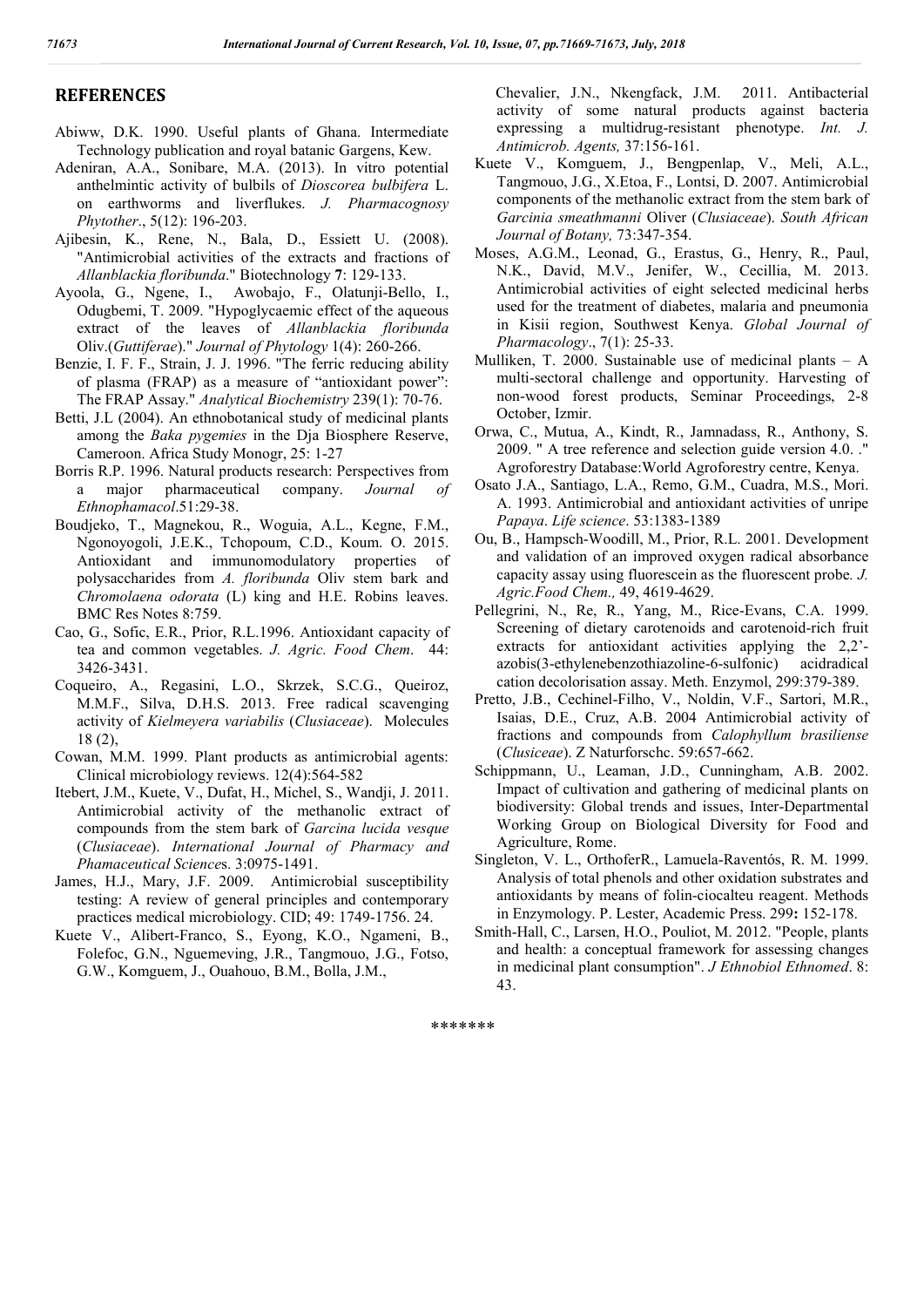## REFERENCES

Abiww, D.K. 1990. Useful plants of Ghana. Intermediate Technology publication and royal batanic Gargens, Kew.

Adeniran, A.A., Sonibare, M.A. (2013). In vitro potential anthelmintic activity of bulbils of *Dioscorea bulbifera* L. on earthworms and liverflukes. *J. Pharmacognosy Phytother*., 5(12): 196-203.

Ajibesin, K., Rene, N., Bala, D., Essiett U. (2008). "Antimicrobial activities of the extracts and fractions of *Allanblackia floribunda*." Biotechnology **7**: 129-133.

Ayoola, G., Ngene, I., Awobajo, F., Olatunji-Bello, I., Odugbemi, T. 2009. "Hypoglycaemic effect of the aqueous extract of the leaves of *Allanblackia floribunda* Oliv.(*Guttiferae*)." *Journal of Phytology* 1(4): 260-266.

Benzie, I. F. F., Strain, J. J. 1996. "The ferric reducing ability of plasma (FRAP) as a measure of "antioxidant power": The FRAP Assay." *Analytical Biochemistry* 239(1): 70-76.

Betti, J.L (2004). An ethnobotanical study of medicinal plants among the *Baka pygemies* in the Dja Biosphere Reserve, Cameroon. Africa Study Monogr, 25: 1-27

Borris R.P. 1996. Natural products research: Perspectives from a major pharmaceutical company. *Journal of Ethnophamacol*.51:29-38.

Boudjeko, T., Magnekou, R., Woguia, A.L., Kegne, F.M., Ngonoyogoli, J.E.K., Tchopoum, C.D., Koum. O. 2015. Antioxidant and immunomodulatory properties of polysaccharides from *A. floribunda* Oliv stem bark and *Chromolaena odorata* (L) king and H.E. Robins leaves. BMC Res Notes 8:759.

Cao, G., Sofic, E.R., Prior, R.L.1996. Antioxidant capacity of tea and common vegetables. *J. Agric. Food Chem*. 44: 3426-3431.

Coqueiro, A., Regasini, L.O., Skrzek, S.C.G., Queiroz, M.M.F., Silva, D.H.S. 2013. Free radical scavenging activity of *Kielmeyera variabilis* (*Clusiaceae*). Molecules 18 (2),

Cowan, M.M. 1999. Plant products as antimicrobial agents: Clinical microbiology reviews. 12(4):564-582

Itebert, J.M., Kuete, V., Dufat, H., Michel, S., Wandji, J. 2011. Antimicrobial activity of the methanolic extract of compounds from the stem bark of *Garcina lucida vesque* (*Clusiaceae*). *International Journal of Pharmacy and Phamaceutical Science*s. 3:0975-1491.

James, H.J., Mary, J.F. 2009. Antimicrobial susceptibility testing: A review of general principles and contemporary practices medical microbiology. CID; 49: 1749-1756. 24.

Kuete V., Alibert-Franco, S., Eyong, K.O., Ngameni, B., Folefoc, G.N., Nguemeving, J.R., Tangmouo, J.G., Fotso, G.W., Komguem, J., Ouahouo, B.M., Bolla, J.M., Chevalier, J.N., Nkengfack, J.M. 2011. Antibacterial activity of some natural products against bacteria expressing a multidrug-resistant phenotype. *Int. J. Antimicrob. Agents,* 37:156-161.

Kuete V., Komguem, J., Bengpenlap, V., Meli, A.L., Tangmouo, J.G., X.Etoa, F., Lontsi, D. 2007. Antimicrobial components of the methanolic extract from the stem bark of *Garcinia smeathmanni* Oliver (*Clusiaceae*). *South African Journal of Botany,* 73:347-354.

Moses, A.G.M., Leonad, G., Erastus, G., Henry, R., Paul, N.K., David, M.V., Jenifer, W., Cecillia, M. 2013. Antimicrobial activities of eight selected medicinal herbs used for the treatment of diabetes, malaria and pneumonia in Kisii region, Southwest Kenya. *Global Journal of Pharmacology*., 7(1): 25-33.

Mulliken, T. 2000. Sustainable use of medicinal plants – A multi-sectoral challenge and opportunity. Harvesting of non-wood forest products, Seminar Proceedings, 2-8 October, Izmir.

Orwa, C., Mutua, A., Kindt, R., Jamnadass, R., Anthony, S. 2009. " A tree reference and selection guide version 4.0. ." Agroforestry Database:World Agroforestry centre, Kenya.

Osato J.A., Santiago, L.A., Remo, G.M., Cuadra, M.S., Mori. A. 1993. Antimicrobial and antioxidant activities of unripe *Papaya*. *Life science*. 53:1383-1389

Ou, B., Hampsch-Woodill, M., Prior, R.L. 2001. Development and validation of an improved oxygen radical absorbance capacity assay using fluorescein as the fluorescent probe*. J. Agric.Food Chem.,* 49, 4619-4629.

Pellegrini, N., Re, R., Yang, M., Rice-Evans, C.A. 1999. Screening of dietary carotenoids and carotenoid-rich fruit extracts for antioxidant activities applying the 2,2'-azobis(3-ethylenebenzothiazoline-6-sulfonic) acidradical cation decolorisation assay. Meth. Enzymol, 299:379-389.

Pretto, J.B., Cechinel-Filho, V., Noldin, V.F., Sartori, M.R., Isaias, D.E., Cruz, A.B. 2004 Antimicrobial activity of fractions and compounds from *Calophyllum brasiliense* (*Clusiceae*). Z Naturforschc. 59:657-662.

Schippmann, U., Leaman, J.D., Cunningham, A.B. 2002. Impact of cultivation and gathering of medicinal plants on biodiversity: Global trends and issues, Inter-Departmental Working Group on Biological Diversity for Food and Agriculture, Rome.

Singleton, V. L., OrthoferR., Lamuela-Raventós, R. M. 1999. Analysis of total phenols and other oxidation substrates and antioxidants by means of folin-ciocalteu reagent. Methods in Enzymology. P. Lester, Academic Press. 299**:** 152-178.

Smith-Hall, C., Larsen, H.O., Pouliot, M. 2012. "People, plants and health: a conceptual framework for assessing changes in medicinal plant consumption". *J Ethnobiol Ethnomed*. 8: 43.

\*\*\*\*\*\*\*